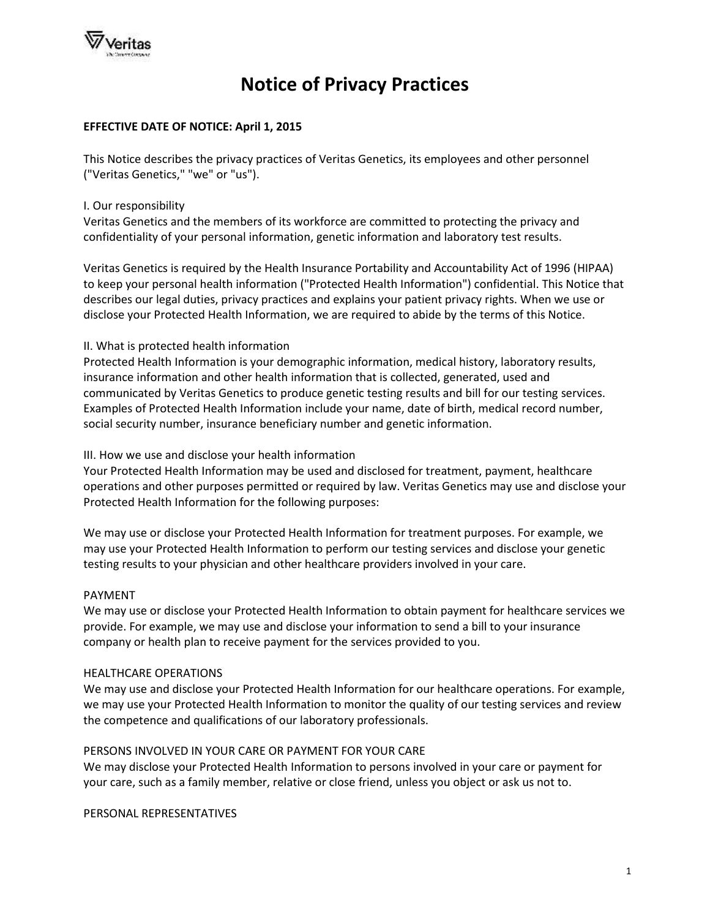# Notice of Privacy Practices

**EFFECTIVE DATE OF NOTICE: April 1, 2015**

This Notice describes the privacy practices of Veritas Genetics, its employees and other personnel ("Veritas Genetics," "we" or "us").

I. Our responsibility

Veritas Genetics and the members of its workforce are committed to protecting the privacy and confidentiality of your personal information, genetic information and laboratory test results.

Veritas Genetics is required by the Health Insurance Portability and Accountability Act of 1996 (HIPAA) to keep your personal health information ("Protected Health Information") confidential. This Notice that describes our legal duties, privacy practices and explains your patient privacy rights. When we use or disclose your Protected Health Information, we are required to abide by the terms of this Notice.

II. What is protected health information

Protected Health Information is your demographic information, medical history, laboratory results, insurance information and other health information that is collected, generated, used and communicated by Veritas Genetics to produce genetic testing results and bill for our testing services. Examples of Protected Health Information include your name, date of birth, medical record number, social security number, insurance beneficiary number and genetic information.

III. How we use and disclose your health information

Your Protected Health Information may be used and disclosed for treatment, payment, healthcare operations and other purposes permitted or required by law. Veritas Genetics may use and disclose your Protected Health Information for the following purposes:

We may use or disclose your Protected Health Information for treatment purposes. For example, we may use your Protected Health Information to perform our testing services and disclose your genetic testing results to your physician and other healthcare providers involved in your care.

PAYMENT

We may use or disclose your Protected Health Information to obtain payment for healthcare services we provide. For example, we may use and disclose your information to send a bill to your insurance company or health plan to receive payment for the services provided to you.

HEALTHCARE OPERATIONS

We may use and disclose your Protected Health Information for our healthcare operations. For example, we may use your Protected Health Information to monitor the quality of our testing services and review the competence and qualifications of our laboratory professionals.

PERSONS INVOLVED IN YOUR CARE OR PAYMENT FOR YOUR CARE

We may disclose your Protected Health Information to persons involved in your care or payment for your care, such as a family member, relative or close friend, unless you object or ask us not to.

PERSONAL REPRESENTATIVES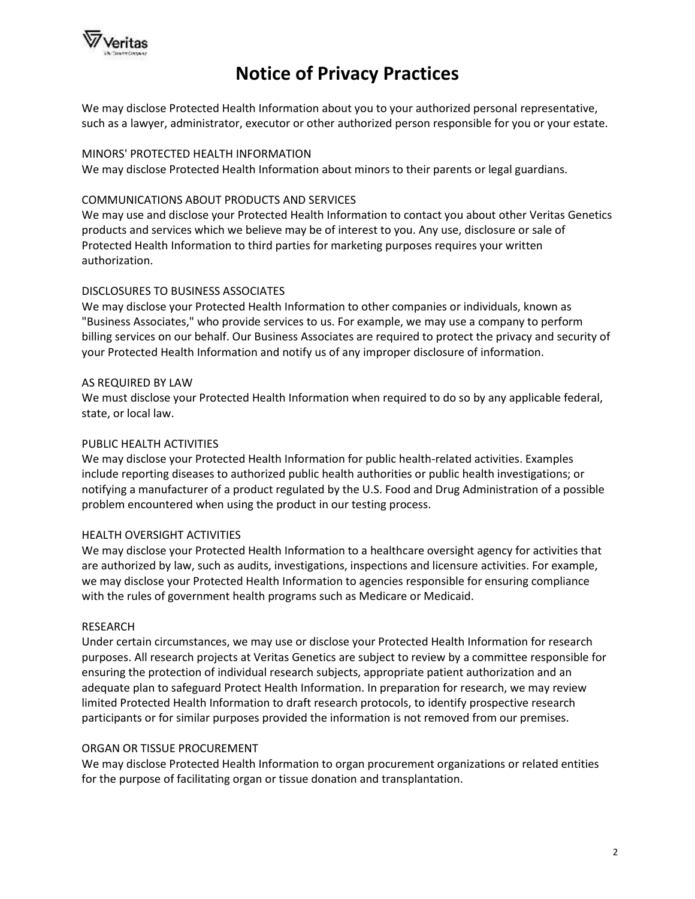# Notice of Privacy Practices

We may disclose Protected Health Information about you to your authorized personal representative, such as a lawyer, administrator, executor or other authorized person responsible for you or your estate.

MINORS' PROTECTED HEALTH INFORMATION

We may disclose Protected Health Information about minors to their parents or legal guardians.

COMMUNICATIONS ABOUT PRODUCTS AND SERVICES

We may use and disclose your Protected Health Information to contact you about other Veritas Genetics products and services which we believe may be of interest to you. Any use, disclosure or sale of Protected Health Information to third parties for marketing purposes requires your written authorization.

DISCLOSURES TO BUSINESS ASSOCIATES

We may disclose your Protected Health Information to other companies or individuals, known as "Business Associates," who provide services to us. For example, we may use a company to perform billing services on our behalf. Our Business Associates are required to protect the privacy and security of your Protected Health Information and notify us of any improper disclosure of information.

AS REQUIRED BY LAW

We must disclose your Protected Health Information when required to do so by any applicable federal, state, or local law.

PUBLIC HEALTH ACTIVITIES

We may disclose your Protected Health Information for public health-related activities. Examples include reporting diseases to authorized public health authorities or public health investigations; or notifying a manufacturer of a product regulated by the U.S. Food and Drug Administration of a possible problem encountered when using the product in our testing process.

HEALTH OVERSIGHT ACTIVITIES

We may disclose your Protected Health Information to a healthcare oversight agency for activities that are authorized by law, such as audits, investigations, inspections and licensure activities. For example, we may disclose your Protected Health Information to agencies responsible for ensuring compliance with the rules of government health programs such as Medicare or Medicaid.

RESEARCH

Under certain circumstances, we may use or disclose your Protected Health Information for research purposes. All research projects at Veritas Genetics are subject to review by a committee responsible for ensuring the protection of individual research subjects, appropriate patient authorization and an adequate plan to safeguard Protect Health Information. In preparation for research, we may review limited Protected Health Information to draft research protocols, to identify prospective research participants or for similar purposes provided the information is not removed from our premises.

ORGAN OR TISSUE PROCUREMENT

We may disclose Protected Health Information to organ procurement organizations or related entities for the purpose of facilitating organ or tissue donation and transplantation.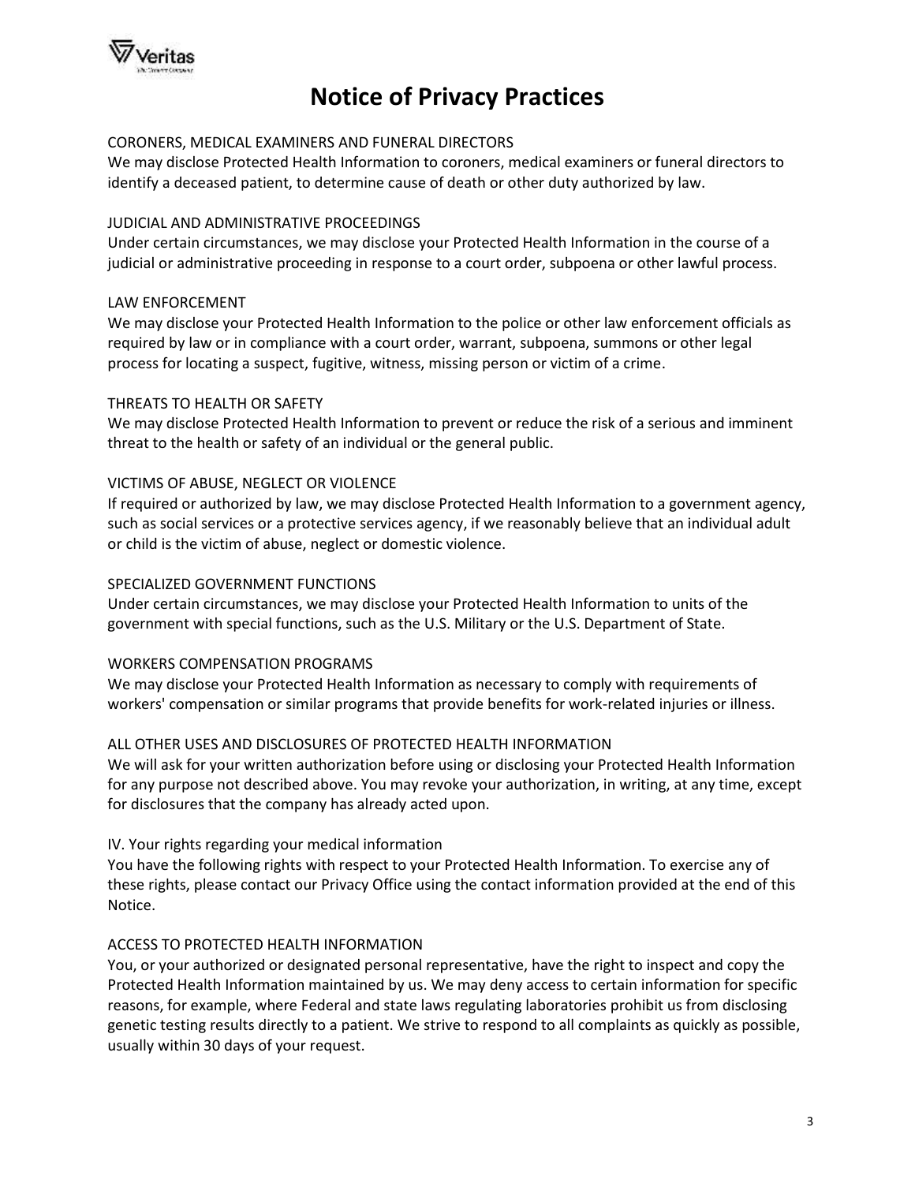# Notice of Privacy Practices

CORONERS, MEDICAL EXAMINERS AND FUNERAL DIRECTORS
We may disclose Protected Health Information to coroners, medical examiners or funeral directors to identify a deceased patient, to determine cause of death or other duty authorized by law.

JUDICIAL AND ADMINISTRATIVE PROCEEDINGS
Under certain circumstances, we may disclose your Protected Health Information in the course of a judicial or administrative proceeding in response to a court order, subpoena or other lawful process.

LAW ENFORCEMENT
We may disclose your Protected Health Information to the police or other law enforcement officials as required by law or in compliance with a court order, warrant, subpoena, summons or other legal process for locating a suspect, fugitive, witness, missing person or victim of a crime.

THREATS TO HEALTH OR SAFETY
We may disclose Protected Health Information to prevent or reduce the risk of a serious and imminent threat to the health or safety of an individual or the general public.

VICTIMS OF ABUSE, NEGLECT OR VIOLENCE
If required or authorized by law, we may disclose Protected Health Information to a government agency, such as social services or a protective services agency, if we reasonably believe that an individual adult or child is the victim of abuse, neglect or domestic violence.

SPECIALIZED GOVERNMENT FUNCTIONS
Under certain circumstances, we may disclose your Protected Health Information to units of the government with special functions, such as the U.S. Military or the U.S. Department of State.

WORKERS COMPENSATION PROGRAMS
We may disclose your Protected Health Information as necessary to comply with requirements of workers' compensation or similar programs that provide benefits for work-related injuries or illness.

ALL OTHER USES AND DISCLOSURES OF PROTECTED HEALTH INFORMATION
We will ask for your written authorization before using or disclosing your Protected Health Information for any purpose not described above. You may revoke your authorization, in writing, at any time, except for disclosures that the company has already acted upon.

IV. Your rights regarding your medical information
You have the following rights with respect to your Protected Health Information. To exercise any of these rights, please contact our Privacy Office using the contact information provided at the end of this Notice.

ACCESS TO PROTECTED HEALTH INFORMATION
You, or your authorized or designated personal representative, have the right to inspect and copy the Protected Health Information maintained by us. We may deny access to certain information for specific reasons, for example, where Federal and state laws regulating laboratories prohibit us from disclosing genetic testing results directly to a patient. We strive to respond to all complaints as quickly as possible, usually within 30 days of your request.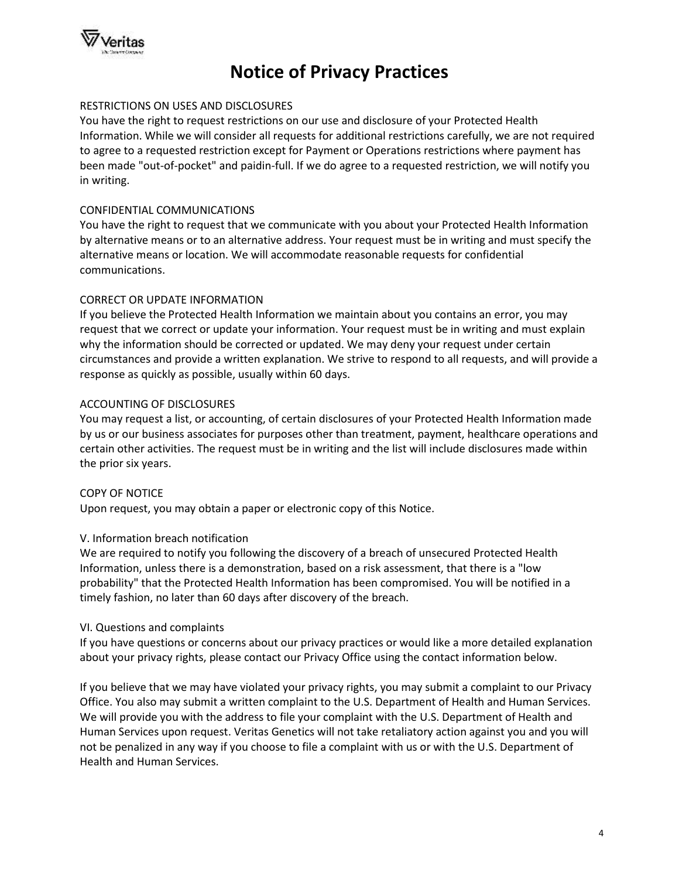# Notice of Privacy Practices

RESTRICTIONS ON USES AND DISCLOSURES

You have the right to request restrictions on our use and disclosure of your Protected Health Information. While we will consider all requests for additional restrictions carefully, we are not required to agree to a requested restriction except for Payment or Operations restrictions where payment has been made "out-of-pocket" and paidin-full. If we do agree to a requested restriction, we will notify you in writing.

CONFIDENTIAL COMMUNICATIONS

You have the right to request that we communicate with you about your Protected Health Information by alternative means or to an alternative address. Your request must be in writing and must specify the alternative means or location. We will accommodate reasonable requests for confidential communications.

CORRECT OR UPDATE INFORMATION

If you believe the Protected Health Information we maintain about you contains an error, you may request that we correct or update your information. Your request must be in writing and must explain why the information should be corrected or updated. We may deny your request under certain circumstances and provide a written explanation. We strive to respond to all requests, and will provide a response as quickly as possible, usually within 60 days.

ACCOUNTING OF DISCLOSURES

You may request a list, or accounting, of certain disclosures of your Protected Health Information made by us or our business associates for purposes other than treatment, payment, healthcare operations and certain other activities. The request must be in writing and the list will include disclosures made within the prior six years.

COPY OF NOTICE

Upon request, you may obtain a paper or electronic copy of this Notice.

V. Information breach notification

We are required to notify you following the discovery of a breach of unsecured Protected Health Information, unless there is a demonstration, based on a risk assessment, that there is a "low probability" that the Protected Health Information has been compromised. You will be notified in a timely fashion, no later than 60 days after discovery of the breach.

VI. Questions and complaints

If you have questions or concerns about our privacy practices or would like a more detailed explanation about your privacy rights, please contact our Privacy Office using the contact information below.

If you believe that we may have violated your privacy rights, you may submit a complaint to our Privacy Office. You also may submit a written complaint to the U.S. Department of Health and Human Services. We will provide you with the address to file your complaint with the U.S. Department of Health and Human Services upon request. Veritas Genetics will not take retaliatory action against you and you will not be penalized in any way if you choose to file a complaint with us or with the U.S. Department of Health and Human Services.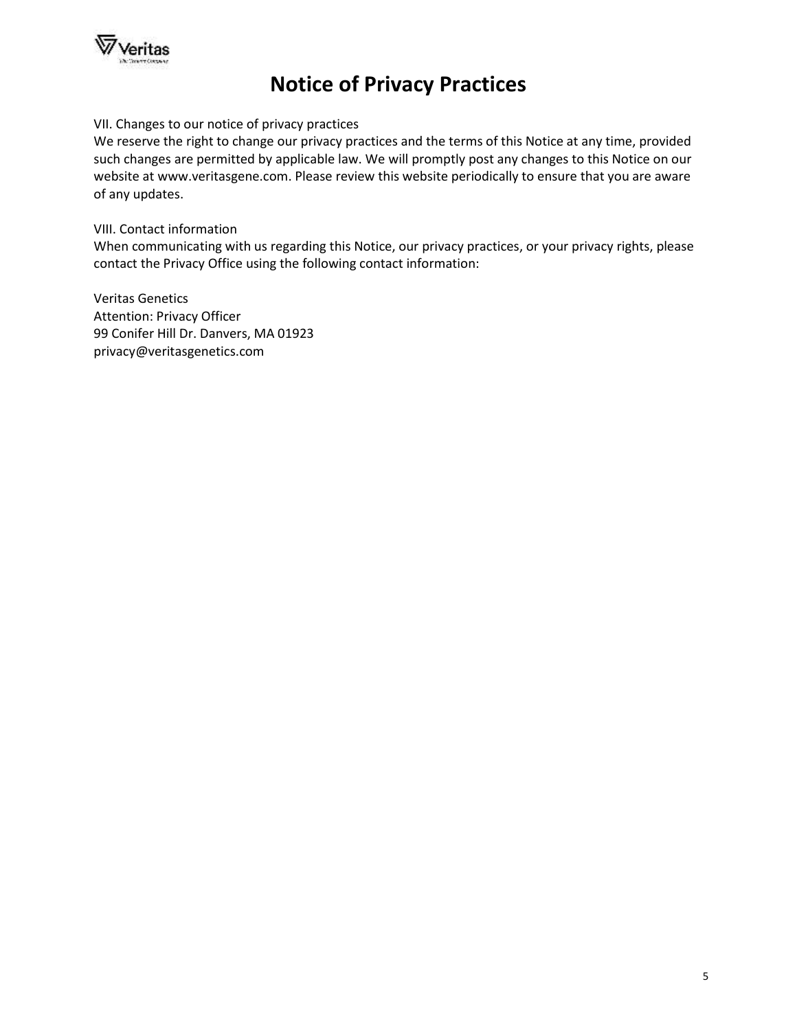# Notice of Privacy Practices

VII. Changes to our notice of privacy practices

We reserve the right to change our privacy practices and the terms of this Notice at any time, provided such changes are permitted by applicable law. We will promptly post any changes to this Notice on our website at www.veritasgene.com. Please review this website periodically to ensure that you are aware of any updates.

VIII. Contact information

When communicating with us regarding this Notice, our privacy practices, or your privacy rights, please contact the Privacy Office using the following contact information:

Veritas Genetics
Attention: Privacy Officer
99 Conifer Hill Dr. Danvers, MA 01923
privacy@veritasgenetics.com